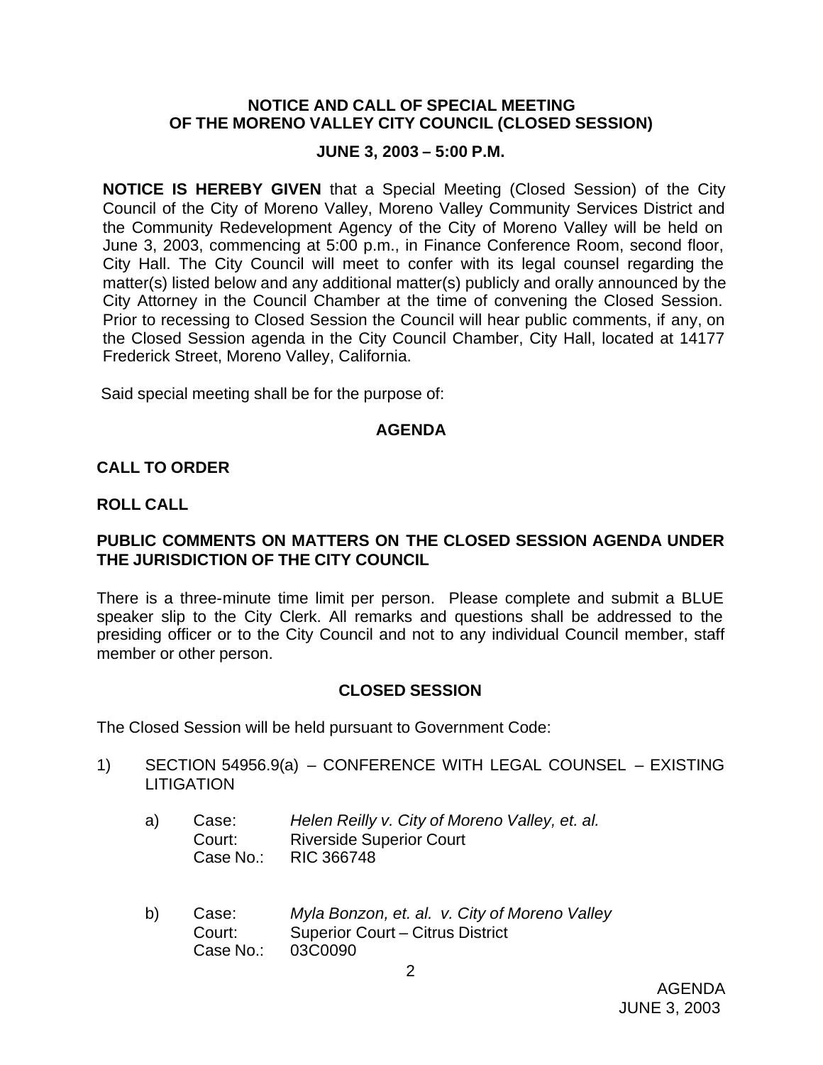## NOTICE AND CALL OF SPECIAL MEETING OF THE MORENO VALLEY CITY COUNCIL (CLOSED SESSION)

### JUNE 3, 2003 – 5:00 P.M.

**NOTICE IS HEREBY GIVEN** that a Special Meeting (Closed Session) of the City Council of the City of Moreno Valley, Moreno Valley Community Services District and the Community Redevelopment Agency of the City of Moreno Valley will be held on June 3, 2003, commencing at 5:00 p.m., in Finance Conference Room, second floor, City Hall. The City Council will meet to confer with its legal counsel regarding the matter(s) listed below and any additional matter(s) publicly and orally announced by the City Attorney in the Council Chamber at the time of convening the Closed Session. Prior to recessing to Closed Session the Council will hear public comments, if any, on the Closed Session agenda in the City Council Chamber, City Hall, located at 14177 Frederick Street, Moreno Valley, California.

Said special meeting shall be for the purpose of:

### AGENDA

**CALL TO ORDER**

**ROLL CALL**

**PUBLIC COMMENTS ON MATTERS ON THE CLOSED SESSION AGENDA UNDER THE JURISDICTION OF THE CITY COUNCIL**

There is a three-minute time limit per person. Please complete and submit a BLUE speaker slip to the City Clerk. All remarks and questions shall be addressed to the presiding officer or to the City Council and not to any individual Council member, staff member or other person.

### CLOSED SESSION

The Closed Session will be held pursuant to Government Code:

1) SECTION 54956.9(a) – CONFERENCE WITH LEGAL COUNSEL – EXISTING LITIGATION

   a) Case: *Helen Reilly v. City of Moreno Valley, et. al.*
      Court: Riverside Superior Court
      Case No.: RIC 366748

   b) Case: *Myla Bonzon, et. al. v. City of Moreno Valley*
      Court: Superior Court – Citrus District
      Case No.: 03C0090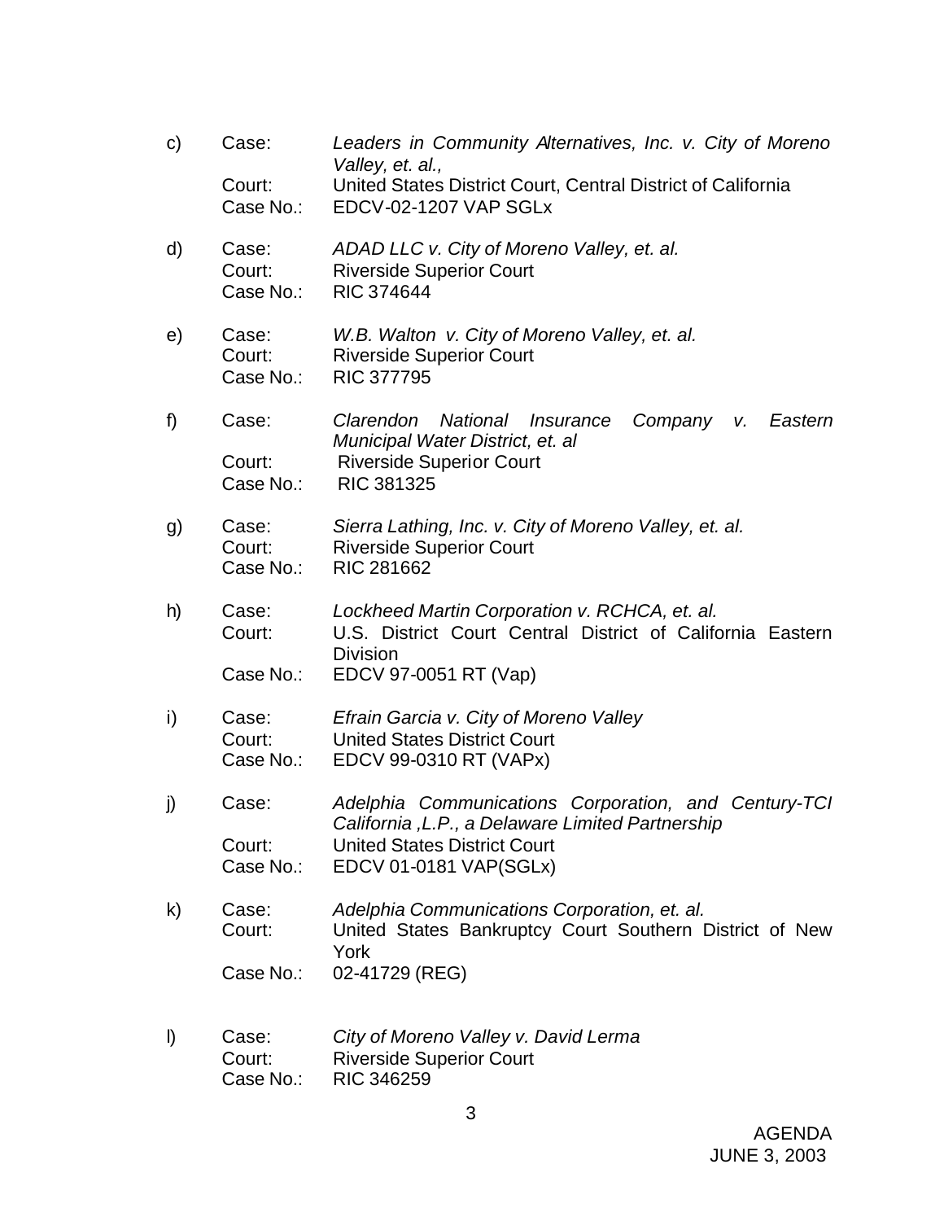c) Case: *Leaders in Community Alternatives, Inc. v. City of Moreno Valley, et. al.,*
   Court: United States District Court, Central District of California
   Case No.: EDCV-02-1207 VAP SGLx

d) Case: *ADAD LLC v. City of Moreno Valley, et. al.*
   Court: Riverside Superior Court
   Case No.: RIC 374644

e) Case: *W.B. Walton v. City of Moreno Valley, et. al.*
   Court: Riverside Superior Court
   Case No.: RIC 377795

f) Case: *Clarendon National Insurance Company v. Eastern Municipal Water District, et. al*
   Court: Riverside Superior Court
   Case No.: RIC 381325

g) Case: *Sierra Lathing, Inc. v. City of Moreno Valley, et. al.*
   Court: Riverside Superior Court
   Case No.: RIC 281662

h) Case: *Lockheed Martin Corporation v. RCHCA, et. al.*
   Court: U.S. District Court Central District of California Eastern Division
   Case No.: EDCV 97-0051 RT (Vap)

i) Case: *Efrain Garcia v. City of Moreno Valley*
   Court: United States District Court
   Case No.: EDCV 99-0310 RT (VAPx)

j) Case: *Adelphia Communications Corporation, and Century-TCI California ,L.P., a Delaware Limited Partnership*
   Court: United States District Court
   Case No.: EDCV 01-0181 VAP(SGLx)

k) Case: *Adelphia Communications Corporation, et. al.*
   Court: United States Bankruptcy Court Southern District of New York
   Case No.: 02-41729 (REG)

l) Case: *City of Moreno Valley v. David Lerma*
   Court: Riverside Superior Court
   Case No.: RIC 346259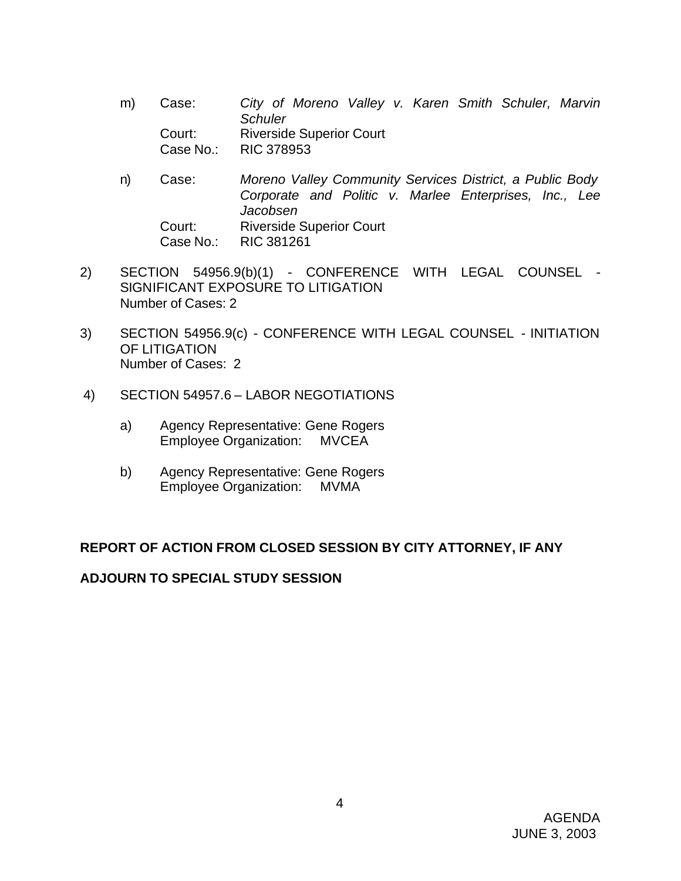m) Case: *City of Moreno Valley v. Karen Smith Schuler, Marvin Schuler*
   Court: Riverside Superior Court
   Case No.: RIC 378953

n) Case: *Moreno Valley Community Services District, a Public Body Corporate and Politic v. Marlee Enterprises, Inc., Lee Jacobsen*
   Court: Riverside Superior Court
   Case No.: RIC 381261

2) SECTION 54956.9(b)(1) - CONFERENCE WITH LEGAL COUNSEL - SIGNIFICANT EXPOSURE TO LITIGATION
   Number of Cases: 2

3) SECTION 54956.9(c) - CONFERENCE WITH LEGAL COUNSEL - INITIATION OF LITIGATION
   Number of Cases: 2

4) SECTION 54957.6 – LABOR NEGOTIATIONS

   a) Agency Representative: Gene Rogers
      Employee Organization: MVCEA

   b) Agency Representative: Gene Rogers
      Employee Organization: MVMA

**REPORT OF ACTION FROM CLOSED SESSION BY CITY ATTORNEY, IF ANY**

**ADJOURN TO SPECIAL STUDY SESSION**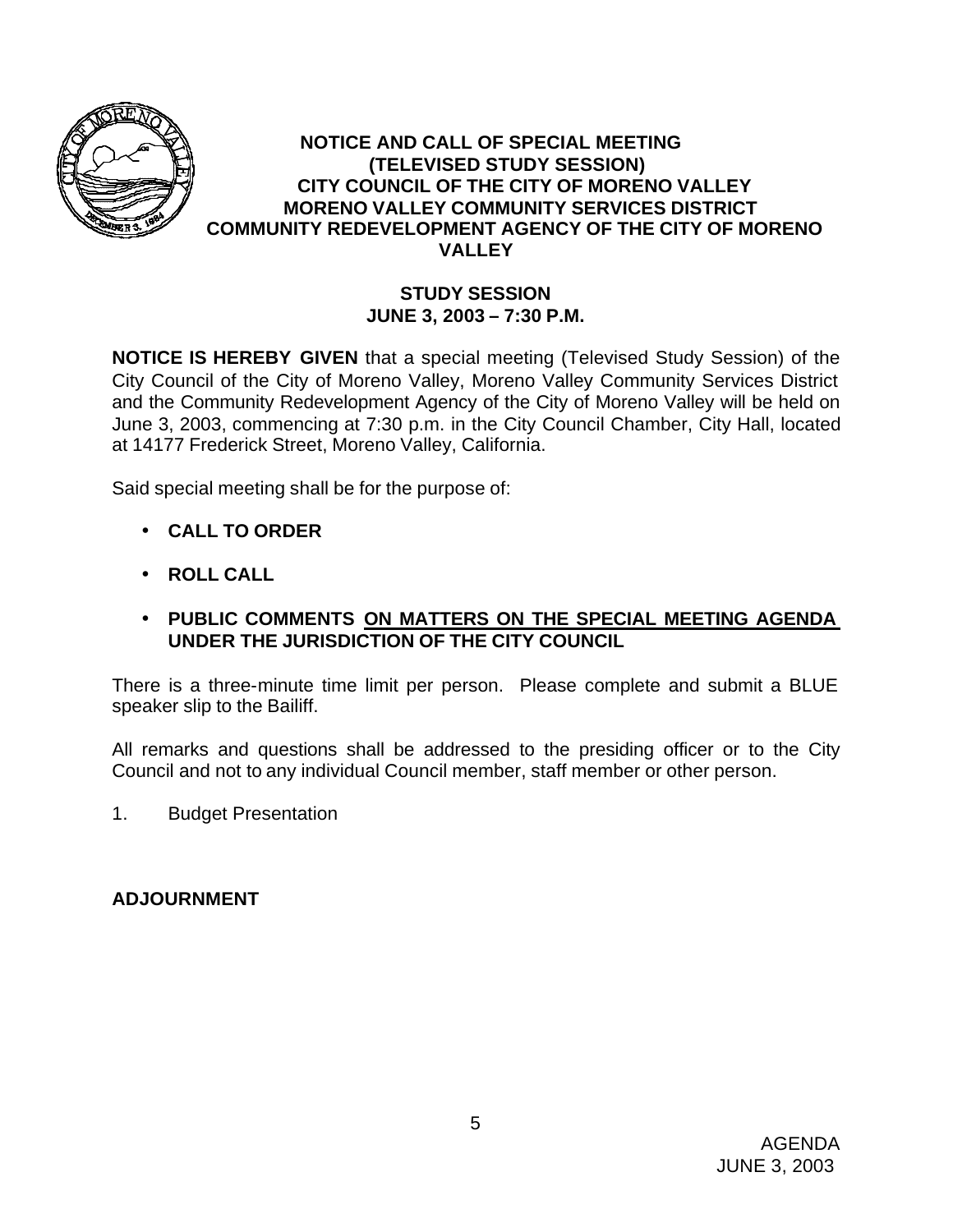**NOTICE AND CALL OF SPECIAL MEETING**
**(TELEVISED STUDY SESSION)**
**CITY COUNCIL OF THE CITY OF MORENO VALLEY**
**MORENO VALLEY COMMUNITY SERVICES DISTRICT**
**COMMUNITY REDEVELOPMENT AGENCY OF THE CITY OF MORENO VALLEY**

**STUDY SESSION**
**JUNE 3, 2003 – 7:30 P.M.**

**NOTICE IS HEREBY GIVEN** that a special meeting (Televised Study Session) of the City Council of the City of Moreno Valley, Moreno Valley Community Services District and the Community Redevelopment Agency of the City of Moreno Valley will be held on June 3, 2003, commencing at 7:30 p.m. in the City Council Chamber, City Hall, located at 14177 Frederick Street, Moreno Valley, California.

Said special meeting shall be for the purpose of:

- **CALL TO ORDER**
- **ROLL CALL**
- **PUBLIC COMMENTS ON MATTERS ON THE SPECIAL MEETING AGENDA UNDER THE JURISDICTION OF THE CITY COUNCIL**

There is a three-minute time limit per person. Please complete and submit a BLUE speaker slip to the Bailiff.

All remarks and questions shall be addressed to the presiding officer or to the City Council and not to any individual Council member, staff member or other person.

1. Budget Presentation

**ADJOURNMENT**